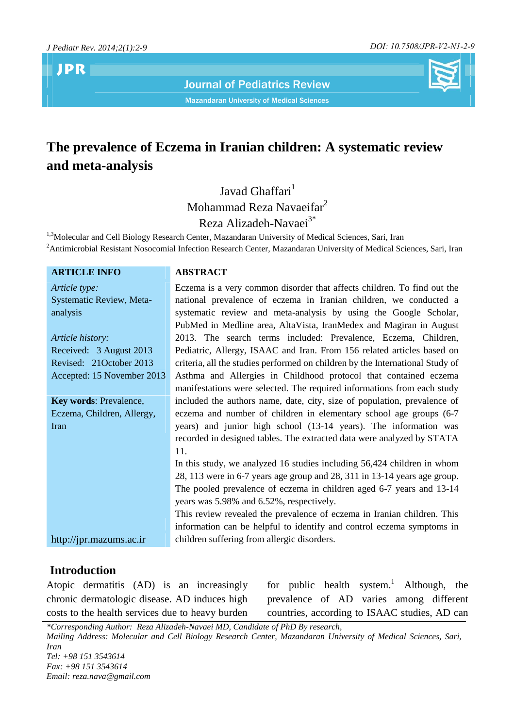# The prevalence of Eczema in Iranian children: A systematic review and meta-analysis

Javad Ghaffari[1]
Mohammad Reza Navaeifar[2]
Reza Alizadeh-Navaei[3*]

[1,3]Molecular and Cell Biology Research Center, Mazandaran University of Medical Sciences, Sari, Iran
[2]Antimicrobial Resistant Nosocomial Infection Research Center, Mazandaran University of Medical Sciences, Sari, Iran

**ARTICLE INFO**

*Article type:*
Systematic Review, Meta-analysis

*Article history:*
Received: 3 August 2013
Revised: 21October 2013
Accepted: 15 November 2013

**Key words**: Prevalence, Eczema, Children, Allergy, Iran

http://jpr.mazums.ac.ir

**ABSTRACT**

Eczema is a very common disorder that affects children. To find out the national prevalence of eczema in Iranian children, we conducted a systematic review and meta-analysis by using the Google Scholar, PubMed in Medline area, AltaVista, IranMedex and Magiran in August 2013. The search terms included: Prevalence, Eczema, Children, Pediatric, Allergy, ISAAC and Iran. From 156 related articles based on criteria, all the studies performed on children by the International Study of Asthma and Allergies in Childhood protocol that contained eczema manifestations were selected. The required informations from each study included the authors name, date, city, size of population, prevalence of eczema and number of children in elementary school age groups (6-7 years) and junior high school (13-14 years). The information was recorded in designed tables. The extracted data were analyzed by STATA 11.

In this study, we analyzed 16 studies including 56,424 children in whom 28, 113 were in 6-7 years age group and 28, 311 in 13-14 years age group. The pooled prevalence of eczema in children aged 6-7 years and 13-14 years was 5.98% and 6.52%, respectively.

This review revealed the prevalence of eczema in Iranian children. This information can be helpful to identify and control eczema symptoms in children suffering from allergic disorders.

## Introduction

Atopic dermatitis (AD) is an increasingly chronic dermatologic disease. AD induces high costs to the health services due to heavy burden for public health system.[1] Although, the prevalence of AD varies among different countries, according to ISAAC studies, AD can

*Corresponding Author: Reza Alizadeh-Navaei MD, Candidate of PhD By research,
Mailing Address: Molecular and Cell Biology Research Center, Mazandaran University of Medical Sciences, Sari, Iran
Tel: +98 151 3543614
Fax: +98 151 3543614
Email: reza.nava@gmail.com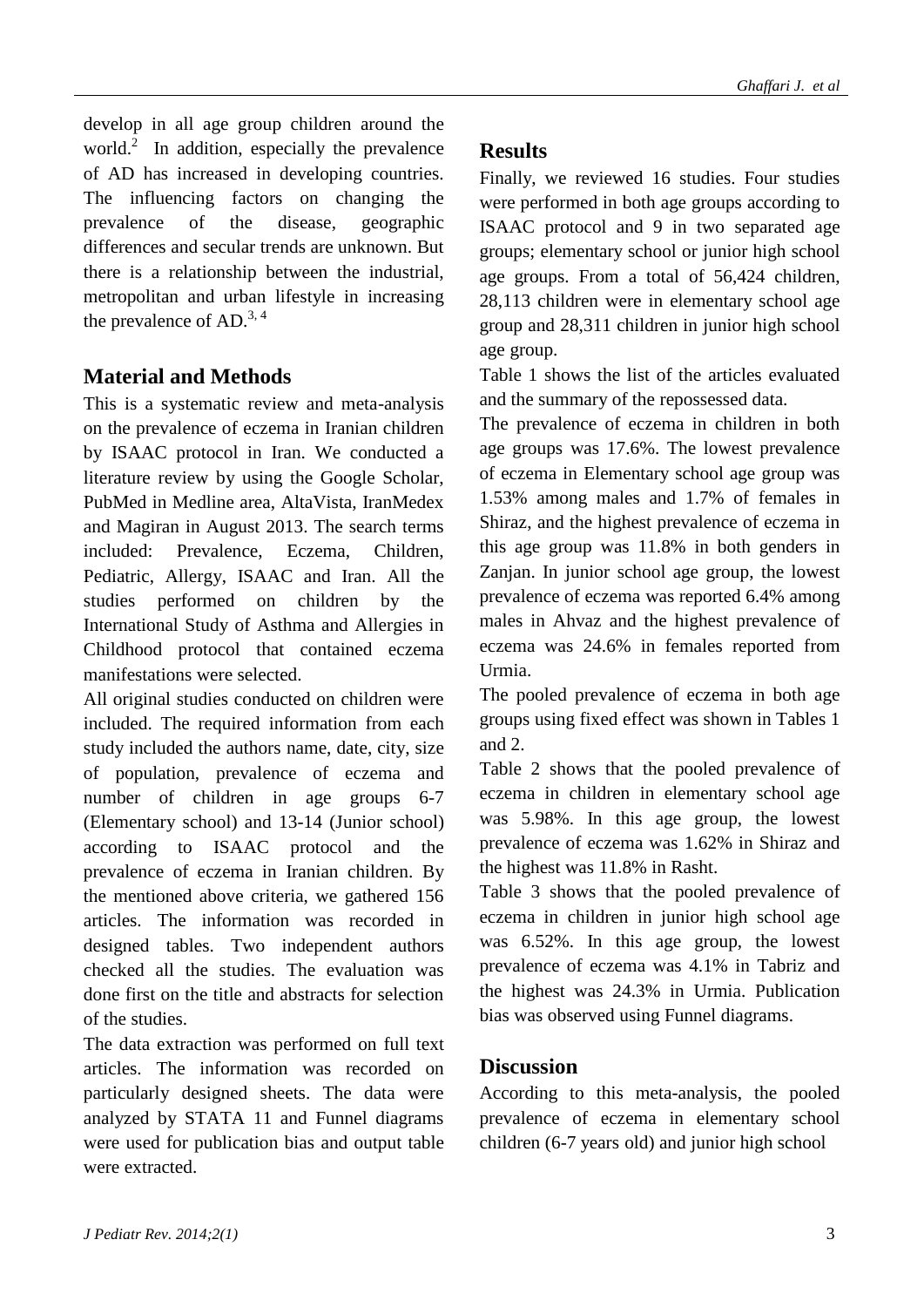develop in all age group children around the world.[2] In addition, especially the prevalence of AD has increased in developing countries. The influencing factors on changing the prevalence of the disease, geographic differences and secular trends are unknown. But there is a relationship between the industrial, metropolitan and urban lifestyle in increasing the prevalence of AD.[3, 4]

## Material and Methods

This is a systematic review and meta-analysis on the prevalence of eczema in Iranian children by ISAAC protocol in Iran. We conducted a literature review by using the Google Scholar, PubMed in Medline area, AltaVista, IranMedex and Magiran in August 2013. The search terms included: Prevalence, Eczema, Children, Pediatric, Allergy, ISAAC and Iran. All the studies performed on children by the International Study of Asthma and Allergies in Childhood protocol that contained eczema manifestations were selected.

All original studies conducted on children were included. The required information from each study included the authors name, date, city, size of population, prevalence of eczema and number of children in age groups 6-7 (Elementary school) and 13-14 (Junior school) according to ISAAC protocol and the prevalence of eczema in Iranian children. By the mentioned above criteria, we gathered 156 articles. The information was recorded in designed tables. Two independent authors checked all the studies. The evaluation was done first on the title and abstracts for selection of the studies.

The data extraction was performed on full text articles. The information was recorded on particularly designed sheets. The data were analyzed by STATA 11 and Funnel diagrams were used for publication bias and output table were extracted.

## Results

Finally, we reviewed 16 studies. Four studies were performed in both age groups according to ISAAC protocol and 9 in two separated age groups; elementary school or junior high school age groups. From a total of 56,424 children, 28,113 children were in elementary school age group and 28,311 children in junior high school age group.

Table 1 shows the list of the articles evaluated and the summary of the repossessed data.

The prevalence of eczema in children in both age groups was 17.6%. The lowest prevalence of eczema in Elementary school age group was 1.53% among males and 1.7% of females in Shiraz, and the highest prevalence of eczema in this age group was 11.8% in both genders in Zanjan. In junior school age group, the lowest prevalence of eczema was reported 6.4% among males in Ahvaz and the highest prevalence of eczema was 24.6% in females reported from Urmia.

The pooled prevalence of eczema in both age groups using fixed effect was shown in Tables 1 and 2.

Table 2 shows that the pooled prevalence of eczema in children in elementary school age was 5.98%. In this age group, the lowest prevalence of eczema was 1.62% in Shiraz and the highest was 11.8% in Rasht.

Table 3 shows that the pooled prevalence of eczema in children in junior high school age was 6.52%. In this age group, the lowest prevalence of eczema was 4.1% in Tabriz and the highest was 24.3% in Urmia. Publication bias was observed using Funnel diagrams.

## Discussion

According to this meta-analysis, the pooled prevalence of eczema in elementary school children (6-7 years old) and junior high school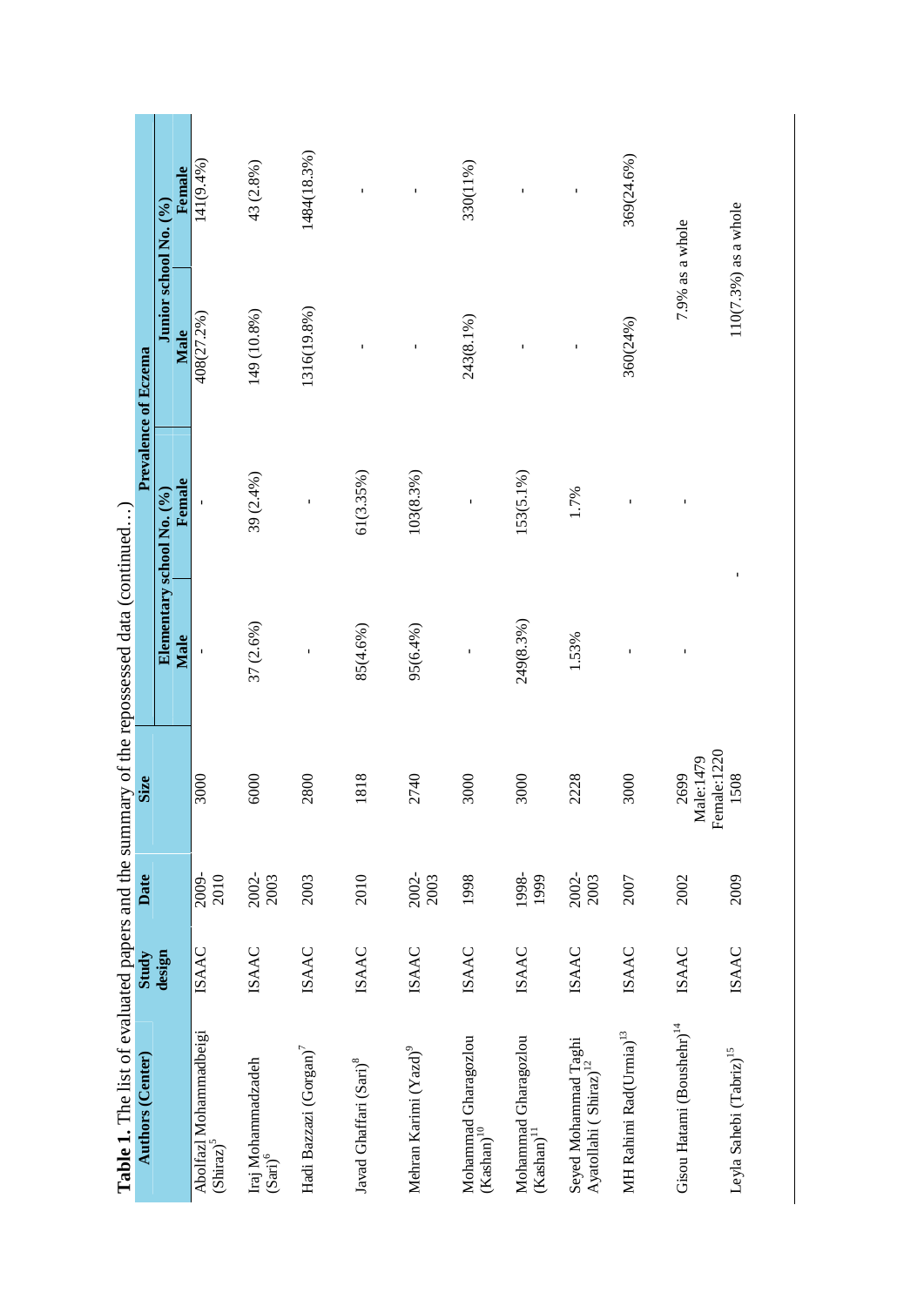**Table 1.** The list of evaluated papers and the summary of the repossessed data (continued…)

| Authors (Center) | Study design | Date | Size | Prevalence of Eczema | | | |
|---|---|---|---|---|---|---|---|
| | | | | Elementary school No. (%) | | Junior school No. (%) | |
| | | | | Male | Female | Male | Female |
| Abolfazl Mohammadbeigi (Shiraz)[5] | ISAAC | 2009-2010 | 3000 | - | - | 408(27.2%) | 141(9.4%) |
| Iraj Mohammadzadeh (Sari)[6] | ISAAC | 2002-2003 | 6000 | 37 (2.6%) | 39 (2.4%) | 149 (10.8%) | 43 (2.8%) |
| Hadi Bazzazi (Gorgan)[7] | ISAAC | 2003 | 2800 | - | - | 1316(19.8%) | 1484(18.3%) |
| Javad Ghaffari (Sari)[8] | ISAAC | 2010 | 1818 | 85(4.6%) | 61(3.35%) | - | - |
| Mehran Karimi (Yazd)[9] | ISAAC | 2002-2003 | 2740 | 95(6.4%) | 103(8.3%) | - | - |
| Mohammad Gharagozlou (Kashan)[10] | ISAAC | 1998 | 3000 | - | - | 243(8.1%) | 330(11%) |
| Mohammad Gharagozlou (Kashan)[11] | ISAAC | 1998-1999 | 3000 | 249(8.3%) | 153(5.1%) | - | - |
| Seyed Mohammad Taghi Ayatollahi ( Shiraz)[12] | ISAAC | 2002-2003 | 2228 | 1.53% | 1.7% | - | - |
| MH Rahimi Rad(Urmia)[13] | ISAAC | 2007 | 3000 | - | - | 360(24%) | 369(24.6%) |
| Gisou Hatami (Boushehr)[14] | ISAAC | 2002 | 2699 Male:1479 Female:1220 | - | - | 7.9% as a whole | |
| Leyla Sahebi (Tabriz)[15] | ISAAC | 2009 | 1508 | - | | 110(7.3%) as a whole | |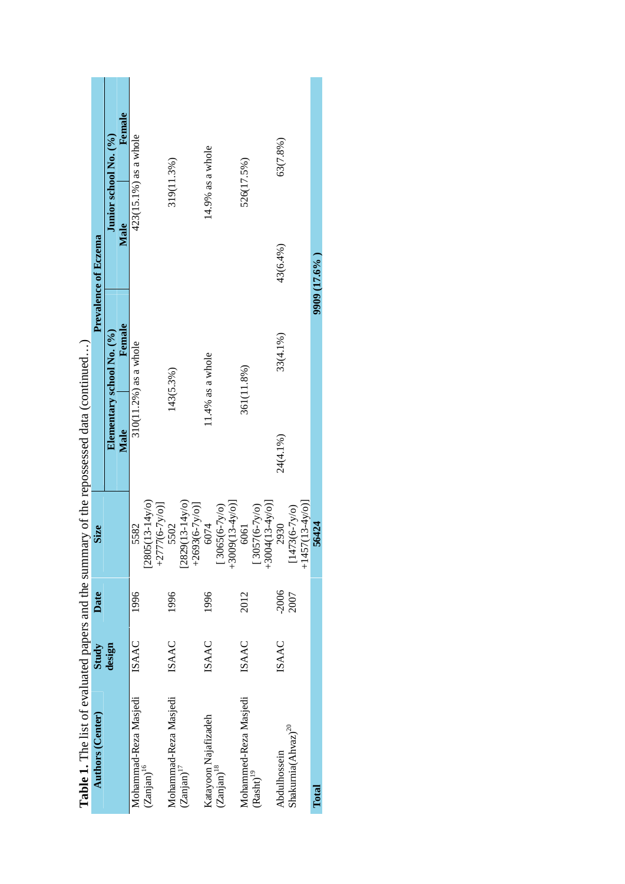**Table 1.** The list of evaluated papers and the summary of the repossessed data (continued…)

| Authors (Center) | Study design | Date | Size | Prevalence of Eczema | | | |
|---|---|---|---|---|---|---|---|
| | | | | Elementary school No. (%) | | Junior school No. (%) | |
| | | | | Male | Female | Male | Female |
| Mohammad-Reza Masjedi (Zanjan)[16] | ISAAC | 1996 | 5582 [2805(13-14y/o) +2777(6-7y/o)] | 310(11.2%) as a whole | | 423(15.1%) as a whole | |
| Mohammad-Reza Masjedi (Zanjan)[17] | ISAAC | 1996 | 5502 [2829(13-14y/o) +2693(6-7y/o)] | 143(5.3%) | | 319(11.3%) | |
| Katayoon Najafizadeh (Zanjan)[18] | ISAAC | 1996 | 6074 [ 3065(6-7y/o) +3009(13-4y/o)] | 11.4% as a whole | | 14.9% as a whole | |
| Mohammed-Reza Masjedi (Rasht)[19] | ISAAC | 2012 | 6061 [ 3057(6-7y/o) +3004(13-4y/o)] | 361(11.8%) | | 526(17.5%) | |
| Abdulhossein Shakurnia(Ahvaz)[20] | ISAAC | 2006-2007 | 2930 [1473(6-7y/o) +1457(13-4y/o)] | 24(4.1%) | 33(4.1%) | 43(6.4%) | 63(7.8%) |
| **Total** | | | **56424** | **9909 (17.6% )** | | | |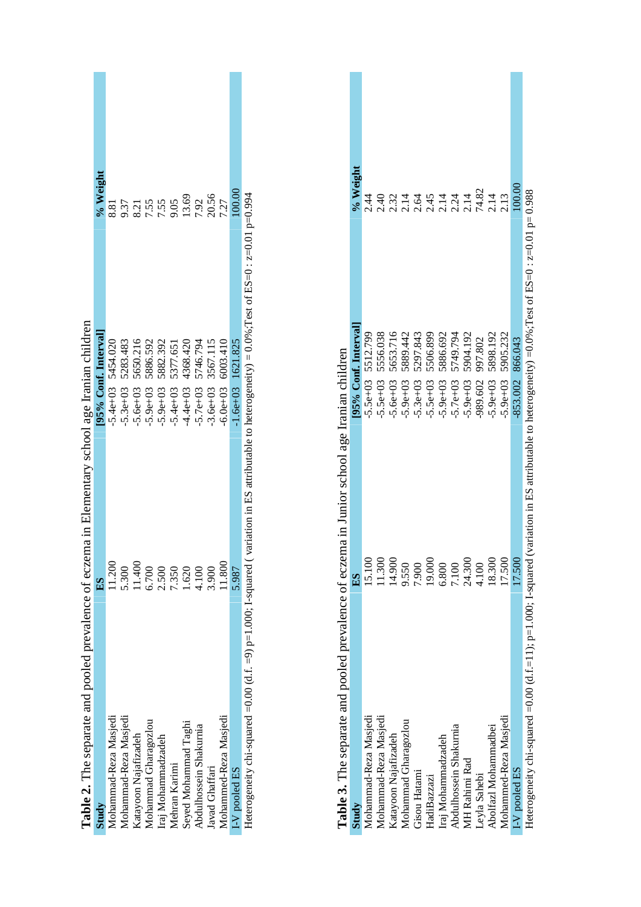**Table 2.** The separate and pooled prevalence of eczema in Elementary school age Iranian children

| Study | ES | [95% Conf. Interval] | | % Weight |
|---|---|---|---|---|
| Mohammad-Reza Masjedi | 11.200 | -5.4e+03 | 5454.020 | 8.81 |
| Mohammad-Reza Masjedi | 5.300 | -5.3e+03 | 5283.483 | 9.37 |
| Katayoon Najafizadeh | 11.400 | -5.6e+03 | 5650.216 | 8.21 |
| Mohammad Gharagozlou | 6.700 | -5.9e+03 | 5886.592 | 7.55 |
| Iraj Mohammadzadeh | 2.500 | -5.9e+03 | 5882.392 | 7.55 |
| Mehran Karimi | 7.350 | -5.4e+03 | 5377.651 | 9.05 |
| Seyed Mohammad Taghi | 1.620 | -4.4e+03 | 4368.420 | 13.69 |
| Abdulhossein Shakurnia | 4.100 | -5.7e+03 | 5746.794 | 7.92 |
| Javad Ghaffari | 3.900 | -3.6e+03 | 3567.115 | 20.56 |
| Mohammed-Reza Masjedi | 11.800 | -6.0e+03 | 6003.410 | 7.27 |
| I-V pooled ES | 5.987 | -1.6e+03 | 1621.825 | 100.00 |

Heterogeneity chi-squared =0.00 (d.f. =9) p=1.000; I-squared ( variation in ES attributable to heterogeneity) = 0.0%;Test of ES=0 : z=0.01 p=0.994

**Table 3.** The separate and pooled prevalence of eczema in Junior school age Iranian children

| Study | ES | [95% Conf. Interval] | | % Weight |
|---|---|---|---|---|
| Mohammad-Reza Masjedi | 15.100 | -5.5e+03 | 5512.799 | 2.44 |
| Mohammad-Reza Masjedi | 11.300 | -5.5e+03 | 5556.038 | 2.40 |
| Katayoon Najafizadeh | 14.900 | -5.6e+03 | 5653.716 | 2.32 |
| Mohammad Gharagozlou | 9.550 | -5.9e+03 | 5889.442 | 2.14 |
| Gisou Hatami | 7.900 | -5.3e+03 | 5297.843 | 2.64 |
| HadiBazzazi | 19.000 | -5.5e+03 | 5506.899 | 2.45 |
| Iraj Mohammadzadeh | 6.800 | -5.9e+03 | 5886.692 | 2.14 |
| Abdulhossein Shakurnia | 7.100 | -5.7e+03 | 5749.794 | 2.24 |
| MH Rahimi Rad | 24.300 | -5.9e+03 | 5904.192 | 2.14 |
| Leyla Sahebi | 4.100 | -989.602 | 997.802 | 74.82 |
| Abolfazl Mohammadbei | 18.300 | -5.9e+03 | 5898.192 | 2.14 |
| Mohammed-Reza Masjedi | 17.500 | -5.9e+03 | 5905.232 | 2.13 |
| I-V pooled ES | 17.500 | -853.002 | 866.043 | 100.00 |

Heterogeneity chi-squared =0.00 (d.f.=11); p=1.000; I-squared (variation in ES attributable to heterogeneity) =0.0%;Test of ES=0 : z=0.01 p= 0.988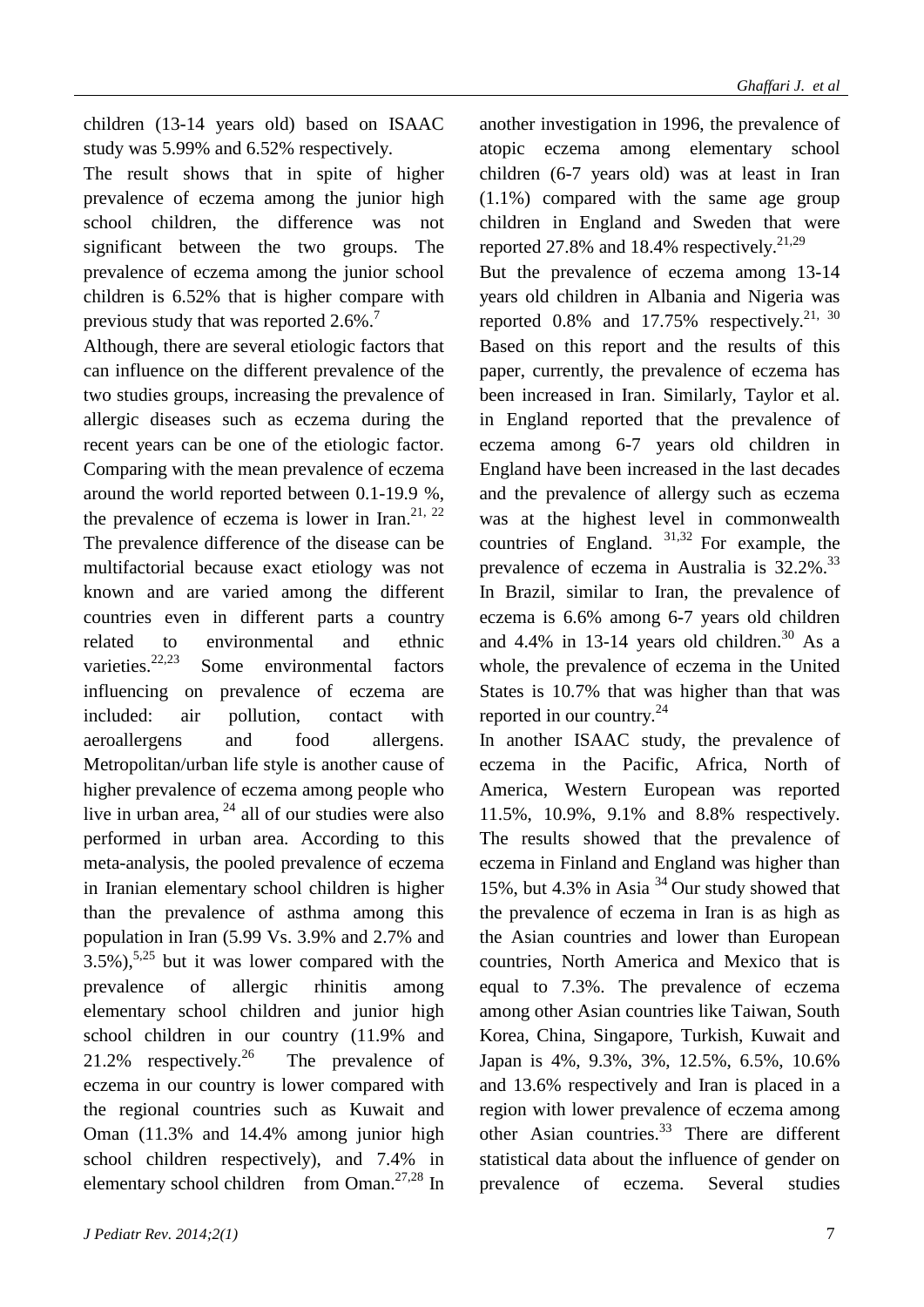children (13-14 years old) based on ISAAC study was 5.99% and 6.52% respectively.

The result shows that in spite of higher prevalence of eczema among the junior high school children, the difference was not significant between the two groups. The prevalence of eczema among the junior school children is 6.52% that is higher compare with previous study that was reported 2.6%.[7]

Although, there are several etiologic factors that can influence on the different prevalence of the two studies groups, increasing the prevalence of allergic diseases such as eczema during the recent years can be one of the etiologic factor. Comparing with the mean prevalence of eczema around the world reported between 0.1-19.9 %, the prevalence of eczema is lower in Iran.[21, 22] The prevalence difference of the disease can be multifactorial because exact etiology was not known and are varied among the different countries even in different parts a country related to environmental and ethnic varieties.[22,23] Some environmental factors influencing on prevalence of eczema are included: air pollution, contact with aeroallergens and food allergens. Metropolitan/urban life style is another cause of higher prevalence of eczema among people who live in urban area, [24] all of our studies were also performed in urban area. According to this meta-analysis, the pooled prevalence of eczema in Iranian elementary school children is higher than the prevalence of asthma among this population in Iran (5.99 Vs. 3.9% and 2.7% and 3.5%),[5,25] but it was lower compared with the prevalence of allergic rhinitis among elementary school children and junior high school children in our country (11.9% and 21.2% respectively.[26] The prevalence of eczema in our country is lower compared with the regional countries such as Kuwait and Oman (11.3% and 14.4% among junior high school children respectively), and 7.4% in elementary school children from Oman.[27,28] In another investigation in 1996, the prevalence of atopic eczema among elementary school children (6-7 years old) was at least in Iran (1.1%) compared with the same age group children in England and Sweden that were reported 27.8% and 18.4% respectively.[21,29]

But the prevalence of eczema among 13-14 years old children in Albania and Nigeria was reported 0.8% and 17.75% respectively.[21, 30] Based on this report and the results of this paper, currently, the prevalence of eczema has been increased in Iran. Similarly, Taylor et al. in England reported that the prevalence of eczema among 6-7 years old children in England have been increased in the last decades and the prevalence of allergy such as eczema was at the highest level in commonwealth countries of England. [31,32] For example, the prevalence of eczema in Australia is 32.2%.[33] In Brazil, similar to Iran, the prevalence of eczema is 6.6% among 6-7 years old children and 4.4% in 13-14 years old children.[30] As a whole, the prevalence of eczema in the United States is 10.7% that was higher than that was reported in our country.[24]

In another ISAAC study, the prevalence of eczema in the Pacific, Africa, North of America, Western European was reported 11.5%, 10.9%, 9.1% and 8.8% respectively. The results showed that the prevalence of eczema in Finland and England was higher than 15%, but 4.3% in Asia [34] Our study showed that the prevalence of eczema in Iran is as high as the Asian countries and lower than European countries, North America and Mexico that is equal to 7.3%. The prevalence of eczema among other Asian countries like Taiwan, South Korea, China, Singapore, Turkish, Kuwait and Japan is 4%, 9.3%, 3%, 12.5%, 6.5%, 10.6% and 13.6% respectively and Iran is placed in a region with lower prevalence of eczema among other Asian countries.[33] There are different statistical data about the influence of gender on prevalence of eczema. Several studies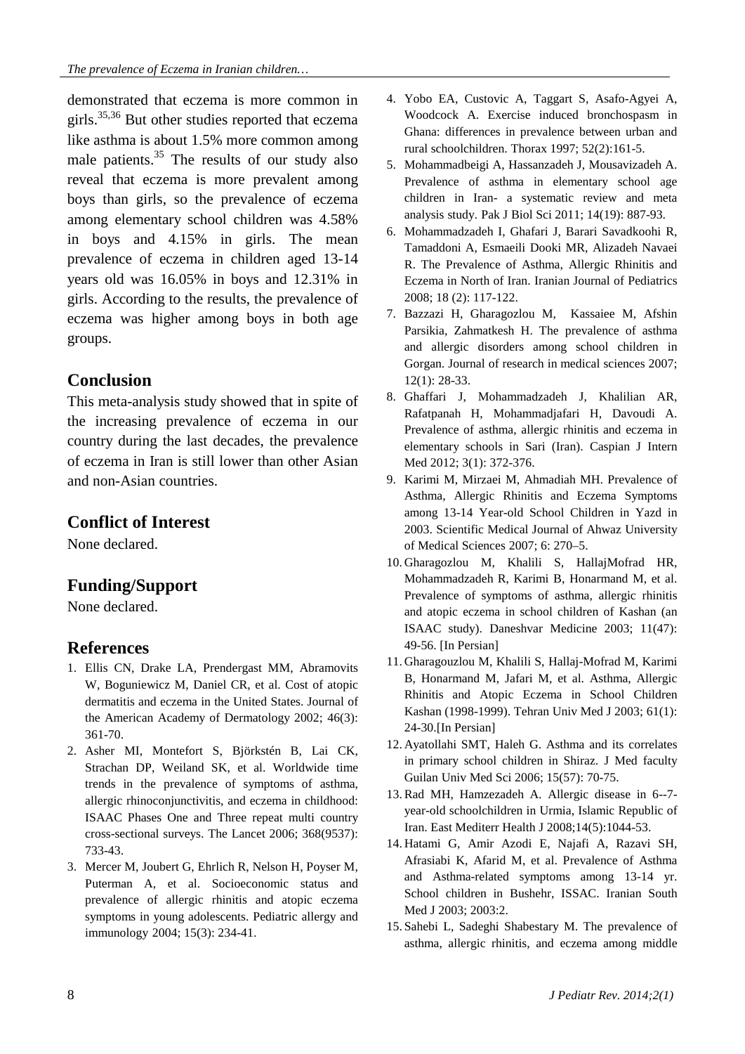demonstrated that eczema is more common in girls.[35,36] But other studies reported that eczema like asthma is about 1.5% more common among male patients.[35] The results of our study also reveal that eczema is more prevalent among boys than girls, so the prevalence of eczema among elementary school children was 4.58% in boys and 4.15% in girls. The mean prevalence of eczema in children aged 13-14 years old was 16.05% in boys and 12.31% in girls. According to the results, the prevalence of eczema was higher among boys in both age groups.

## Conclusion

This meta-analysis study showed that in spite of the increasing prevalence of eczema in our country during the last decades, the prevalence of eczema in Iran is still lower than other Asian and non-Asian countries.

## Conflict of Interest

None declared.

## Funding/Support

None declared.

## References

1. Ellis CN, Drake LA, Prendergast MM, Abramovits W, Boguniewicz M, Daniel CR, et al. Cost of atopic dermatitis and eczema in the United States. Journal of the American Academy of Dermatology 2002; 46(3): 361-70.
2. Asher MI, Montefort S, Björkstén B, Lai CK, Strachan DP, Weiland SK, et al. Worldwide time trends in the prevalence of symptoms of asthma, allergic rhinoconjunctivitis, and eczema in childhood: ISAAC Phases One and Three repeat multi country cross-sectional surveys. The Lancet 2006; 368(9537): 733-43.
3. Mercer M, Joubert G, Ehrlich R, Nelson H, Poyser M, Puterman A, et al. Socioeconomic status and prevalence of allergic rhinitis and atopic eczema symptoms in young adolescents. Pediatric allergy and immunology 2004; 15(3): 234-41.
4. Yobo EA, Custovic A, Taggart S, Asafo-Agyei A, Woodcock A. Exercise induced bronchospasm in Ghana: differences in prevalence between urban and rural schoolchildren. Thorax 1997; 52(2):161-5.
5. Mohammadbeigi A, Hassanzadeh J, Mousavizadeh A. Prevalence of asthma in elementary school age children in Iran- a systematic review and meta analysis study. Pak J Biol Sci 2011; 14(19): 887-93.
6. Mohammadzadeh I, Ghafari J, Barari Savadkoohi R, Tamaddoni A, Esmaeili Dooki MR, Alizadeh Navaei R. The Prevalence of Asthma, Allergic Rhinitis and Eczema in North of Iran. Iranian Journal of Pediatrics 2008; 18 (2): 117-122.
7. Bazzazi H, Gharagozlou M, Kassaiee M, Afshin Parsikia, Zahmatkesh H. The prevalence of asthma and allergic disorders among school children in Gorgan. Journal of research in medical sciences 2007; 12(1): 28-33.
8. Ghaffari J, Mohammadzadeh J, Khalilian AR, Rafatpanah H, Mohammadjafari H, Davoudi A. Prevalence of asthma, allergic rhinitis and eczema in elementary schools in Sari (Iran). Caspian J Intern Med 2012; 3(1): 372-376.
9. Karimi M, Mirzaei M, Ahmadiah MH. Prevalence of Asthma, Allergic Rhinitis and Eczema Symptoms among 13-14 Year-old School Children in Yazd in 2003. Scientific Medical Journal of Ahwaz University of Medical Sciences 2007; 6: 270–5.
10. Gharagozlou M, Khalili S, HallajMofrad HR, Mohammadzadeh R, Karimi B, Honarmand M, et al. Prevalence of symptoms of asthma, allergic rhinitis and atopic eczema in school children of Kashan (an ISAAC study). Daneshvar Medicine 2003; 11(47): 49-56. [In Persian]
11. Gharagouzlou M, Khalili S, Hallaj-Mofrad M, Karimi B, Honarmand M, Jafari M, et al. Asthma, Allergic Rhinitis and Atopic Eczema in School Children Kashan (1998-1999). Tehran Univ Med J 2003; 61(1): 24-30.[In Persian]
12. Ayatollahi SMT, Haleh G. Asthma and its correlates in primary school children in Shiraz. J Med faculty Guilan Univ Med Sci 2006; 15(57): 70-75.
13. Rad MH, Hamzezadeh A. Allergic disease in 6--7-year-old schoolchildren in Urmia, Islamic Republic of Iran. East Mediterr Health J 2008;14(5):1044-53.
14. Hatami G, Amir Azodi E, Najafi A, Razavi SH, Afrasiabi K, Afarid M, et al. Prevalence of Asthma and Asthma-related symptoms among 13-14 yr. School children in Bushehr, ISSAC. Iranian South Med J 2003; 2003:2.
15. Sahebi L, Sadeghi Shabestary M. The prevalence of asthma, allergic rhinitis, and eczema among middle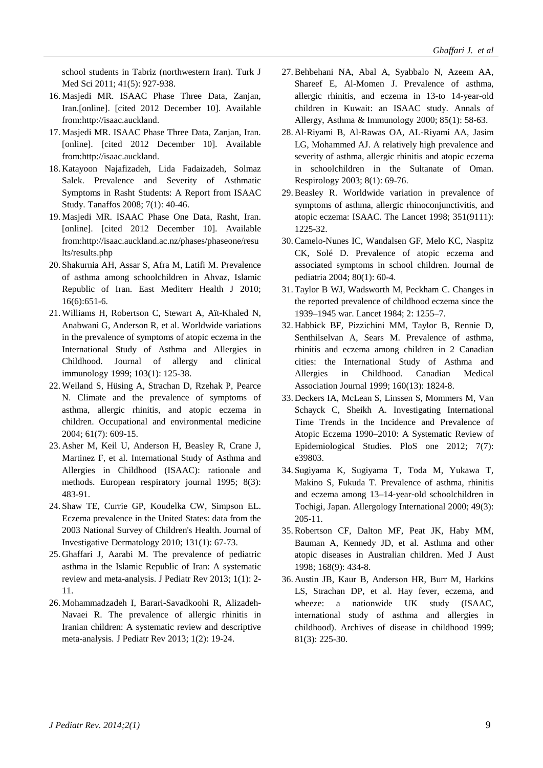school students in Tabriz (northwestern Iran). Turk J Med Sci 2011; 41(5): 927-938.

16. Masjedi MR. ISAAC Phase Three Data, Zanjan, Iran.[online]. [cited 2012 December 10]. Available from:http://isaac.auckland.
17. Masjedi MR. ISAAC Phase Three Data, Zanjan, Iran. [online]. [cited 2012 December 10]. Available from:http://isaac.auckland.
18. Katayoon Najafizadeh, Lida Fadaizadeh, Solmaz Salek. Prevalence and Severity of Asthmatic Symptoms in Rasht Students: A Report from ISAAC Study. Tanaffos 2008; 7(1): 40-46.
19. Masjedi MR. ISAAC Phase One Data, Rasht, Iran. [online]. [cited 2012 December 10]. Available from:http://isaac.auckland.ac.nz/phases/phaseone/results/results.php
20. Shakurnia AH, Assar S, Afra M, Latifi M. Prevalence of asthma among schoolchildren in Ahvaz, Islamic Republic of Iran. East Mediterr Health J 2010; 16(6):651-6.
21. Williams H, Robertson C, Stewart A, Aït-Khaled N, Anabwani G, Anderson R, et al. Worldwide variations in the prevalence of symptoms of atopic eczema in the International Study of Asthma and Allergies in Childhood. Journal of allergy and clinical immunology 1999; 103(1): 125-38.
22. Weiland S, Hüsing A, Strachan D, Rzehak P, Pearce N. Climate and the prevalence of symptoms of asthma, allergic rhinitis, and atopic eczema in children. Occupational and environmental medicine 2004; 61(7): 609-15.
23. Asher M, Keil U, Anderson H, Beasley R, Crane J, Martinez F, et al. International Study of Asthma and Allergies in Childhood (ISAAC): rationale and methods. European respiratory journal 1995; 8(3): 483-91.
24. Shaw TE, Currie GP, Koudelka CW, Simpson EL. Eczema prevalence in the United States: data from the 2003 National Survey of Children's Health. Journal of Investigative Dermatology 2010; 131(1): 67-73.
25. Ghaffari J, Aarabi M. The prevalence of pediatric asthma in the Islamic Republic of Iran: A systematic review and meta-analysis. J Pediatr Rev 2013; 1(1): 2-11.
26. Mohammadzadeh I, Barari-Savadkoohi R, Alizadeh-Navaei R. The prevalence of allergic rhinitis in Iranian children: A systematic review and descriptive meta-analysis. J Pediatr Rev 2013; 1(2): 19-24.
27. Behbehani NA, Abal A, Syabbalo N, Azeem AA, Shareef E, Al-Momen J. Prevalence of asthma, allergic rhinitis, and eczema in 13-to 14-year-old children in Kuwait: an ISAAC study. Annals of Allergy, Asthma & Immunology 2000; 85(1): 58-63.
28. Al-Riyami B, Al-Rawas OA, AL-Riyami AA, Jasim LG, Mohammed AJ. A relatively high prevalence and severity of asthma, allergic rhinitis and atopic eczema in schoolchildren in the Sultanate of Oman. Respirology 2003; 8(1): 69-76.
29. Beasley R. Worldwide variation in prevalence of symptoms of asthma, allergic rhinoconjunctivitis, and atopic eczema: ISAAC. The Lancet 1998; 351(9111): 1225-32.
30. Camelo-Nunes IC, Wandalsen GF, Melo KC, Naspitz CK, Solé D. Prevalence of atopic eczema and associated symptoms in school children. Journal de pediatria 2004; 80(1): 60-4.
31. Taylor B WJ, Wadsworth M, Peckham C. Changes in the reported prevalence of childhood eczema since the 1939–1945 war. Lancet 1984; 2: 1255–7.
32. Habbick BF, Pizzichini MM, Taylor B, Rennie D, Senthilselvan A, Sears M. Prevalence of asthma, rhinitis and eczema among children in 2 Canadian cities: the International Study of Asthma and Allergies in Childhood. Canadian Medical Association Journal 1999; 160(13): 1824-8.
33. Deckers IA, McLean S, Linssen S, Mommers M, Van Schayck C, Sheikh A. Investigating International Time Trends in the Incidence and Prevalence of Atopic Eczema 1990–2010: A Systematic Review of Epidemiological Studies. PloS one 2012; 7(7): e39803.
34. Sugiyama K, Sugiyama T, Toda M, Yukawa T, Makino S, Fukuda T. Prevalence of asthma, rhinitis and eczema among 13–14-year-old schoolchildren in Tochigi, Japan. Allergology International 2000; 49(3): 205-11.
35. Robertson CF, Dalton MF, Peat JK, Haby MM, Bauman A, Kennedy JD, et al. Asthma and other atopic diseases in Australian children. Med J Aust 1998; 168(9): 434-8.
36. Austin JB, Kaur B, Anderson HR, Burr M, Harkins LS, Strachan DP, et al. Hay fever, eczema, and wheeze: a nationwide UK study (ISAAC, international study of asthma and allergies in childhood). Archives of disease in childhood 1999; 81(3): 225-30.